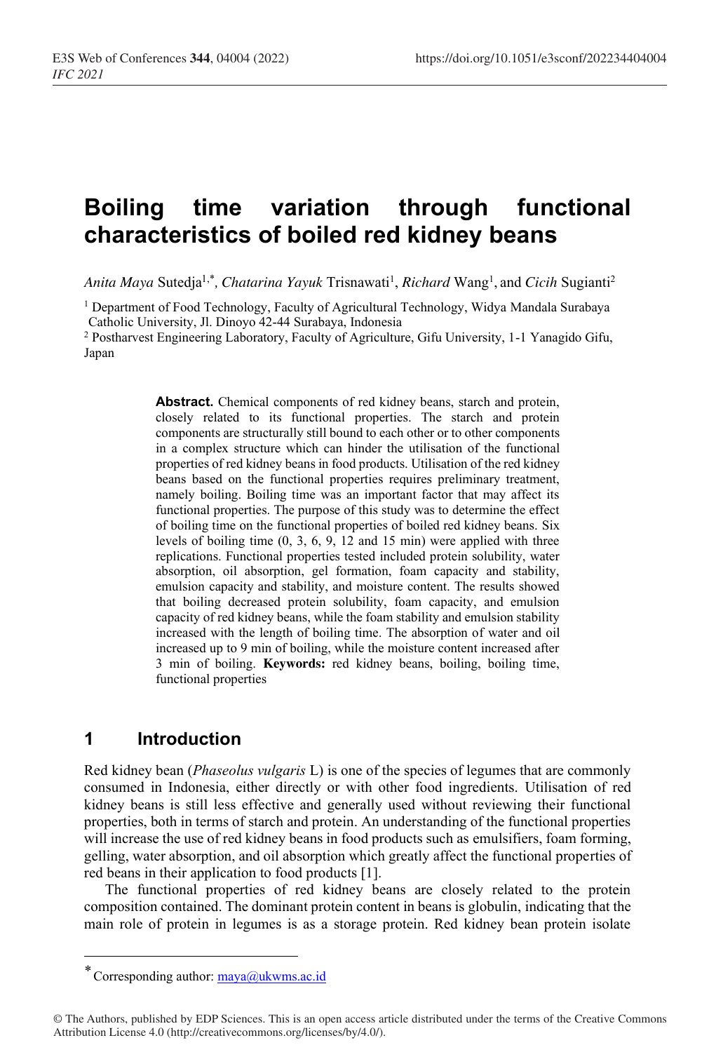# Boiling time variation through functional characteristics of boiled red kidney beans

*Anita Maya* Sutedja[1,*], *Chatarina Yayuk* Trisnawati[1], *Richard* Wang[1], and *Cicih* Sugianti[2]

[1] Department of Food Technology, Faculty of Agricultural Technology, Widya Mandala Surabaya Catholic University, Jl. Dinoyo 42-44 Surabaya, Indonesia

[2] Postharvest Engineering Laboratory, Faculty of Agriculture, Gifu University, 1-1 Yanagido Gifu, Japan

**Abstract.** Chemical components of red kidney beans, starch and protein, closely related to its functional properties. The starch and protein components are structurally still bound to each other or to other components in a complex structure which can hinder the utilisation of the functional properties of red kidney beans in food products. Utilisation of the red kidney beans based on the functional properties requires preliminary treatment, namely boiling. Boiling time was an important factor that may affect its functional properties. The purpose of this study was to determine the effect of boiling time on the functional properties of boiled red kidney beans. Six levels of boiling time (0, 3, 6, 9, 12 and 15 min) were applied with three replications. Functional properties tested included protein solubility, water absorption, oil absorption, gel formation, foam capacity and stability, emulsion capacity and stability, and moisture content. The results showed that boiling decreased protein solubility, foam capacity, and emulsion capacity of red kidney beans, while the foam stability and emulsion stability increased with the length of boiling time. The absorption of water and oil increased up to 9 min of boiling, while the moisture content increased after 3 min of boiling. **Keywords:** red kidney beans, boiling, boiling time, functional properties

## 1 Introduction

Red kidney bean (*Phaseolus vulgaris* L) is one of the species of legumes that are commonly consumed in Indonesia, either directly or with other food ingredients. Utilisation of red kidney beans is still less effective and generally used without reviewing their functional properties, both in terms of starch and protein. An understanding of the functional properties will increase the use of red kidney beans in food products such as emulsifiers, foam forming, gelling, water absorption, and oil absorption which greatly affect the functional properties of red beans in their application to food products [1].

The functional properties of red kidney beans are closely related to the protein composition contained. The dominant protein content in beans is globulin, indicating that the main role of protein in legumes is as a storage protein. Red kidney bean protein isolate

---

\* Corresponding author: maya@ukwms.ac.id

© The Authors, published by EDP Sciences. This is an open access article distributed under the terms of the Creative Commons Attribution License 4.0 (http://creativecommons.org/licenses/by/4.0/).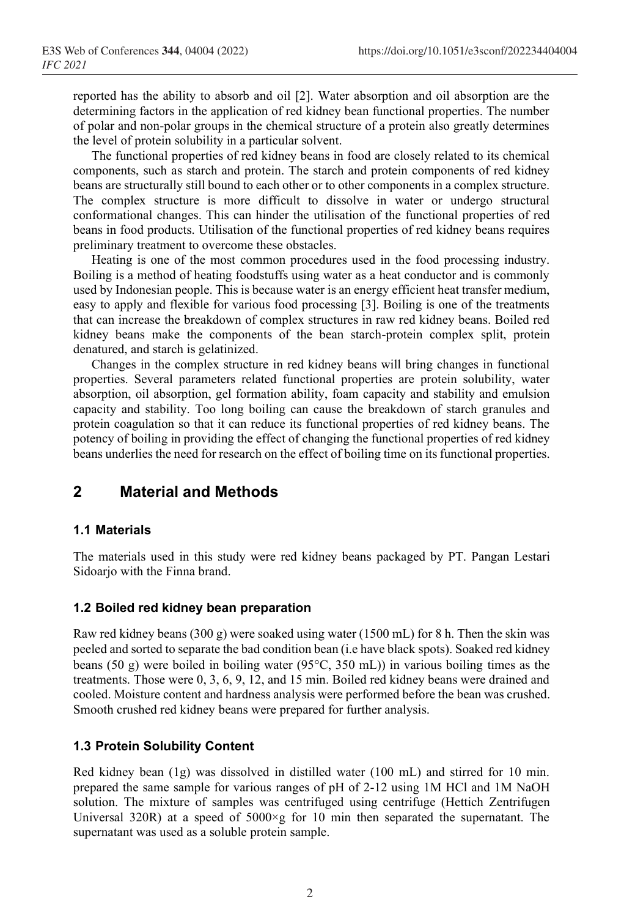reported has the ability to absorb and oil [2]. Water absorption and oil absorption are the determining factors in the application of red kidney bean functional properties. The number of polar and non-polar groups in the chemical structure of a protein also greatly determines the level of protein solubility in a particular solvent.

The functional properties of red kidney beans in food are closely related to its chemical components, such as starch and protein. The starch and protein components of red kidney beans are structurally still bound to each other or to other components in a complex structure. The complex structure is more difficult to dissolve in water or undergo structural conformational changes. This can hinder the utilisation of the functional properties of red beans in food products. Utilisation of the functional properties of red kidney beans requires preliminary treatment to overcome these obstacles.

Heating is one of the most common procedures used in the food processing industry. Boiling is a method of heating foodstuffs using water as a heat conductor and is commonly used by Indonesian people. This is because water is an energy efficient heat transfer medium, easy to apply and flexible for various food processing [3]. Boiling is one of the treatments that can increase the breakdown of complex structures in raw red kidney beans. Boiled red kidney beans make the components of the bean starch-protein complex split, protein denatured, and starch is gelatinized.

Changes in the complex structure in red kidney beans will bring changes in functional properties. Several parameters related functional properties are protein solubility, water absorption, oil absorption, gel formation ability, foam capacity and stability and emulsion capacity and stability. Too long boiling can cause the breakdown of starch granules and protein coagulation so that it can reduce its functional properties of red kidney beans. The potency of boiling in providing the effect of changing the functional properties of red kidney beans underlies the need for research on the effect of boiling time on its functional properties.

## 2 Material and Methods

### 1.1 Materials

The materials used in this study were red kidney beans packaged by PT. Pangan Lestari Sidoarjo with the Finna brand.

### 1.2 Boiled red kidney bean preparation

Raw red kidney beans (300 g) were soaked using water (1500 mL) for 8 h. Then the skin was peeled and sorted to separate the bad condition bean (i.e have black spots). Soaked red kidney beans (50 g) were boiled in boiling water (95°C, 350 mL)) in various boiling times as the treatments. Those were 0, 3, 6, 9, 12, and 15 min. Boiled red kidney beans were drained and cooled. Moisture content and hardness analysis were performed before the bean was crushed. Smooth crushed red kidney beans were prepared for further analysis.

### 1.3 Protein Solubility Content

Red kidney bean (1g) was dissolved in distilled water (100 mL) and stirred for 10 min. prepared the same sample for various ranges of pH of 2-12 using 1M HCl and 1M NaOH solution. The mixture of samples was centrifuged using centrifuge (Hettich Zentrifugen Universal 320R) at a speed of 5000×g for 10 min then separated the supernatant. The supernatant was used as a soluble protein sample.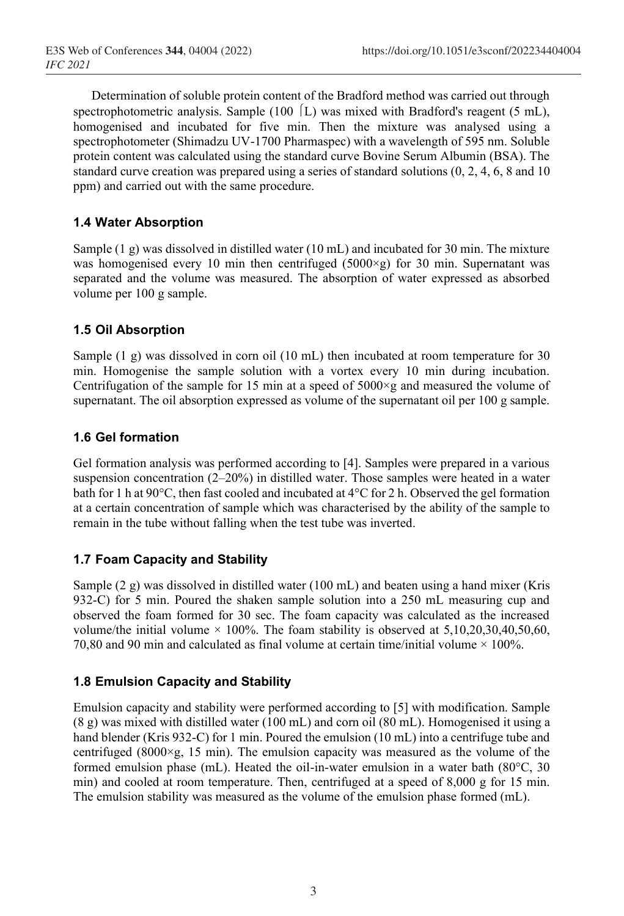Determination of soluble protein content of the Bradford method was carried out through spectrophotometric analysis. Sample (100 ⌈L) was mixed with Bradford's reagent (5 mL), homogenised and incubated for five min. Then the mixture was analysed using a spectrophotometer (Shimadzu UV-1700 Pharmaspec) with a wavelength of 595 nm. Soluble protein content was calculated using the standard curve Bovine Serum Albumin (BSA). The standard curve creation was prepared using a series of standard solutions (0, 2, 4, 6, 8 and 10 ppm) and carried out with the same procedure.

### 1.4 Water Absorption

Sample (1 g) was dissolved in distilled water (10 mL) and incubated for 30 min. The mixture was homogenised every 10 min then centrifuged (5000×g) for 30 min. Supernatant was separated and the volume was measured. The absorption of water expressed as absorbed volume per 100 g sample.

### 1.5 Oil Absorption

Sample (1 g) was dissolved in corn oil (10 mL) then incubated at room temperature for 30 min. Homogenise the sample solution with a vortex every 10 min during incubation. Centrifugation of the sample for 15 min at a speed of 5000×g and measured the volume of supernatant. The oil absorption expressed as volume of the supernatant oil per 100 g sample.

### 1.6 Gel formation

Gel formation analysis was performed according to [4]. Samples were prepared in a various suspension concentration (2–20%) in distilled water. Those samples were heated in a water bath for 1 h at 90°C, then fast cooled and incubated at 4°C for 2 h. Observed the gel formation at a certain concentration of sample which was characterised by the ability of the sample to remain in the tube without falling when the test tube was inverted.

### 1.7 Foam Capacity and Stability

Sample (2 g) was dissolved in distilled water (100 mL) and beaten using a hand mixer (Kris 932-C) for 5 min. Poured the shaken sample solution into a 250 mL measuring cup and observed the foam formed for 30 sec. The foam capacity was calculated as the increased volume/the initial volume × 100%. The foam stability is observed at 5,10,20,30,40,50,60, 70,80 and 90 min and calculated as final volume at certain time/initial volume × 100%.

### 1.8 Emulsion Capacity and Stability

Emulsion capacity and stability were performed according to [5] with modification. Sample (8 g) was mixed with distilled water (100 mL) and corn oil (80 mL). Homogenised it using a hand blender (Kris 932-C) for 1 min. Poured the emulsion (10 mL) into a centrifuge tube and centrifuged (8000×g, 15 min). The emulsion capacity was measured as the volume of the formed emulsion phase (mL). Heated the oil-in-water emulsion in a water bath (80°C, 30 min) and cooled at room temperature. Then, centrifuged at a speed of 8,000 g for 15 min. The emulsion stability was measured as the volume of the emulsion phase formed (mL).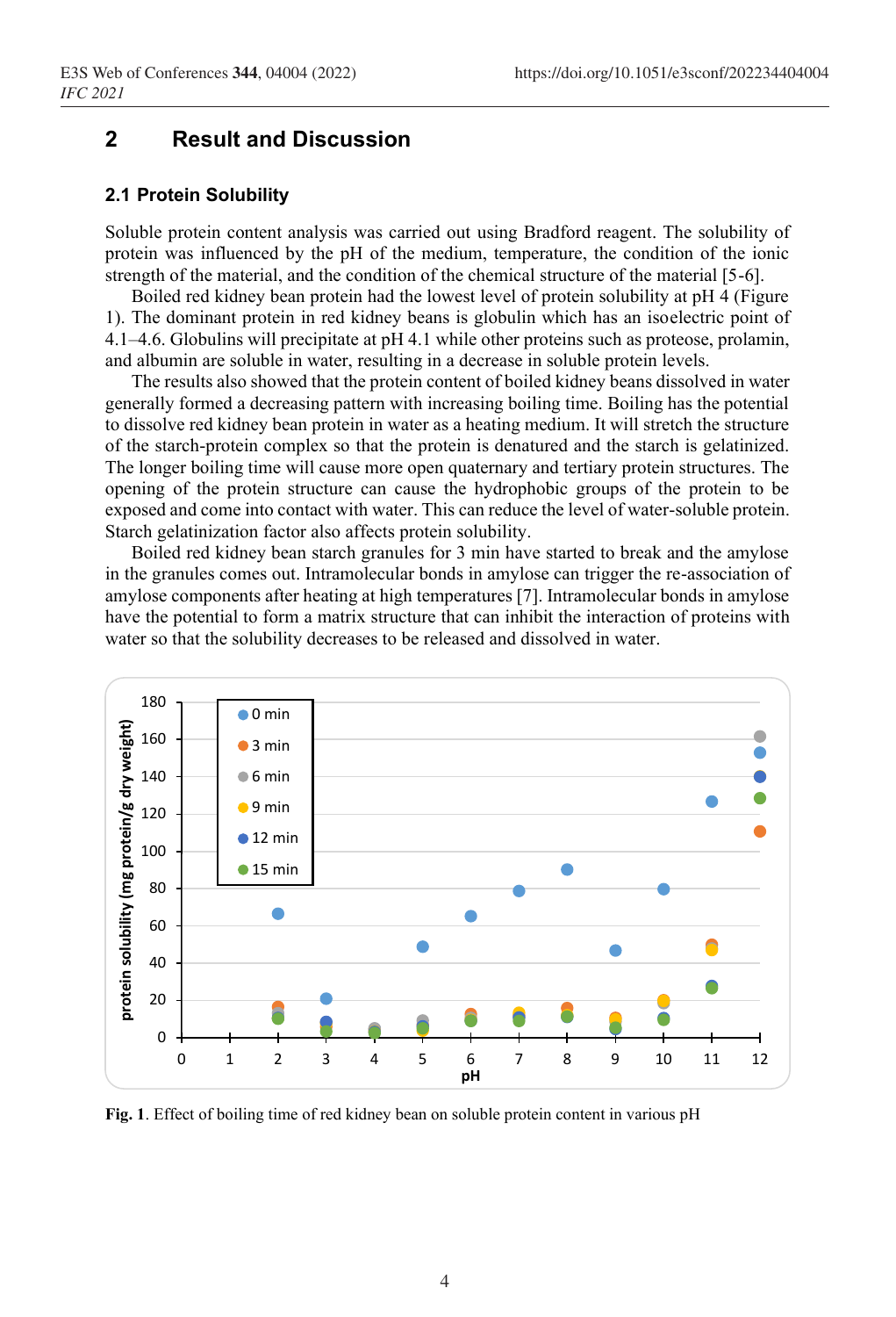## 2 Result and Discussion

### 2.1 Protein Solubility

Soluble protein content analysis was carried out using Bradford reagent. The solubility of protein was influenced by the pH of the medium, temperature, the condition of the ionic strength of the material, and the condition of the chemical structure of the material [5-6].

Boiled red kidney bean protein had the lowest level of protein solubility at pH 4 (Figure 1). The dominant protein in red kidney beans is globulin which has an isoelectric point of 4.1–4.6. Globulins will precipitate at pH 4.1 while other proteins such as proteose, prolamin, and albumin are soluble in water, resulting in a decrease in soluble protein levels.

The results also showed that the protein content of boiled kidney beans dissolved in water generally formed a decreasing pattern with increasing boiling time. Boiling has the potential to dissolve red kidney bean protein in water as a heating medium. It will stretch the structure of the starch-protein complex so that the protein is denatured and the starch is gelatinized. The longer boiling time will cause more open quaternary and tertiary protein structures. The opening of the protein structure can cause the hydrophobic groups of the protein to be exposed and come into contact with water. This can reduce the level of water-soluble protein. Starch gelatinization factor also affects protein solubility.

Boiled red kidney bean starch granules for 3 min have started to break and the amylose in the granules comes out. Intramolecular bonds in amylose can trigger the re-association of amylose components after heating at high temperatures [7]. Intramolecular bonds in amylose have the potential to form a matrix structure that can inhibit the interaction of proteins with water so that the solubility decreases to be released and dissolved in water.

**Fig. 1**. Effect of boiling time of red kidney bean on soluble protein content in various pH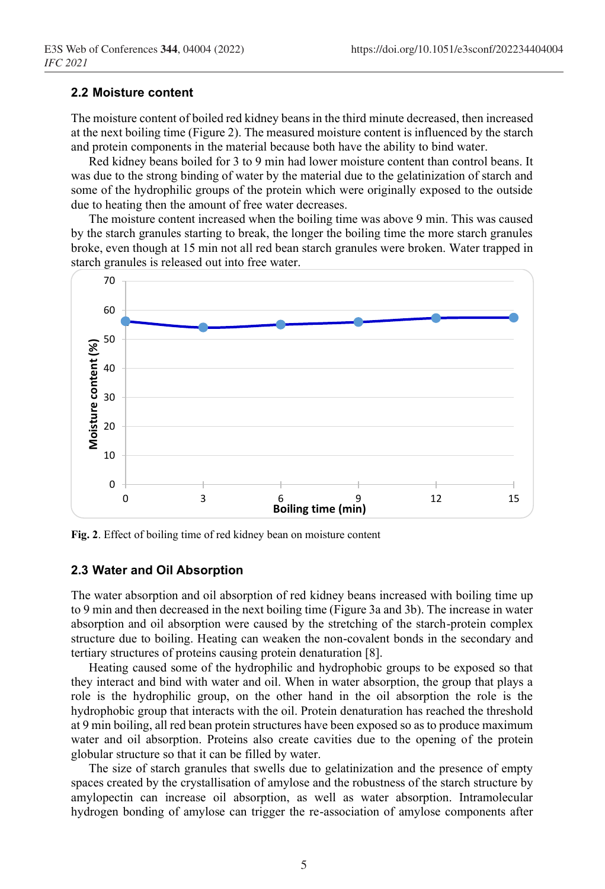### 2.2 Moisture content

The moisture content of boiled red kidney beans in the third minute decreased, then increased at the next boiling time (Figure 2). The measured moisture content is influenced by the starch and protein components in the material because both have the ability to bind water.

Red kidney beans boiled for 3 to 9 min had lower moisture content than control beans. It was due to the strong binding of water by the material due to the gelatinization of starch and some of the hydrophilic groups of the protein which were originally exposed to the outside due to heating then the amount of free water decreases.

The moisture content increased when the boiling time was above 9 min. This was caused by the starch granules starting to break, the longer the boiling time the more starch granules broke, even though at 15 min not all red bean starch granules were broken. Water trapped in starch granules is released out into free water.

**Fig. 2**. Effect of boiling time of red kidney bean on moisture content

### 2.3 Water and Oil Absorption

The water absorption and oil absorption of red kidney beans increased with boiling time up to 9 min and then decreased in the next boiling time (Figure 3a and 3b). The increase in water absorption and oil absorption were caused by the stretching of the starch-protein complex structure due to boiling. Heating can weaken the non-covalent bonds in the secondary and tertiary structures of proteins causing protein denaturation [8].

Heating caused some of the hydrophilic and hydrophobic groups to be exposed so that they interact and bind with water and oil. When in water absorption, the group that plays a role is the hydrophilic group, on the other hand in the oil absorption the role is the hydrophobic group that interacts with the oil. Protein denaturation has reached the threshold at 9 min boiling, all red bean protein structures have been exposed so as to produce maximum water and oil absorption. Proteins also create cavities due to the opening of the protein globular structure so that it can be filled by water.

The size of starch granules that swells due to gelatinization and the presence of empty spaces created by the crystallisation of amylose and the robustness of the starch structure by amylopectin can increase oil absorption, as well as water absorption. Intramolecular hydrogen bonding of amylose can trigger the re-association of amylose components after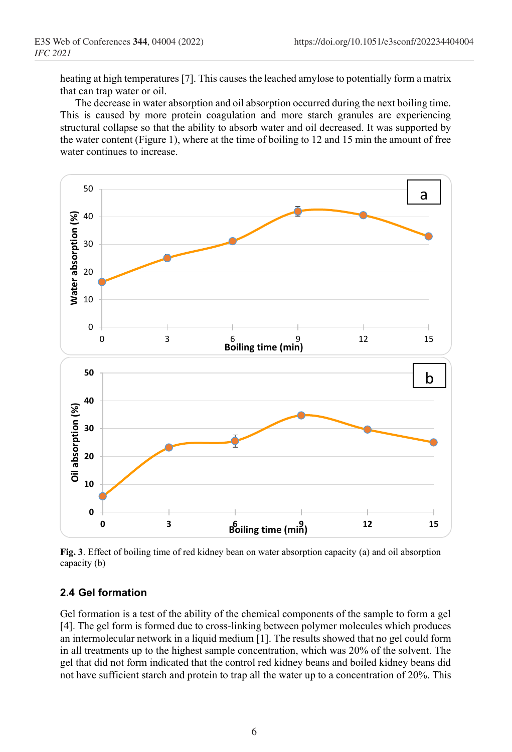heating at high temperatures [7]. This causes the leached amylose to potentially form a matrix that can trap water or oil.

The decrease in water absorption and oil absorption occurred during the next boiling time. This is caused by more protein coagulation and more starch granules are experiencing structural collapse so that the ability to absorb water and oil decreased. It was supported by the water content (Figure 1), where at the time of boiling to 12 and 15 min the amount of free water continues to increase.

**Fig. 3**. Effect of boiling time of red kidney bean on water absorption capacity (a) and oil absorption capacity (b)

## 2.4 Gel formation

Gel formation is a test of the ability of the chemical components of the sample to form a gel [4]. The gel form is formed due to cross-linking between polymer molecules which produces an intermolecular network in a liquid medium [1]. The results showed that no gel could form in all treatments up to the highest sample concentration, which was 20% of the solvent. The gel that did not form indicated that the control red kidney beans and boiled kidney beans did not have sufficient starch and protein to trap all the water up to a concentration of 20%. This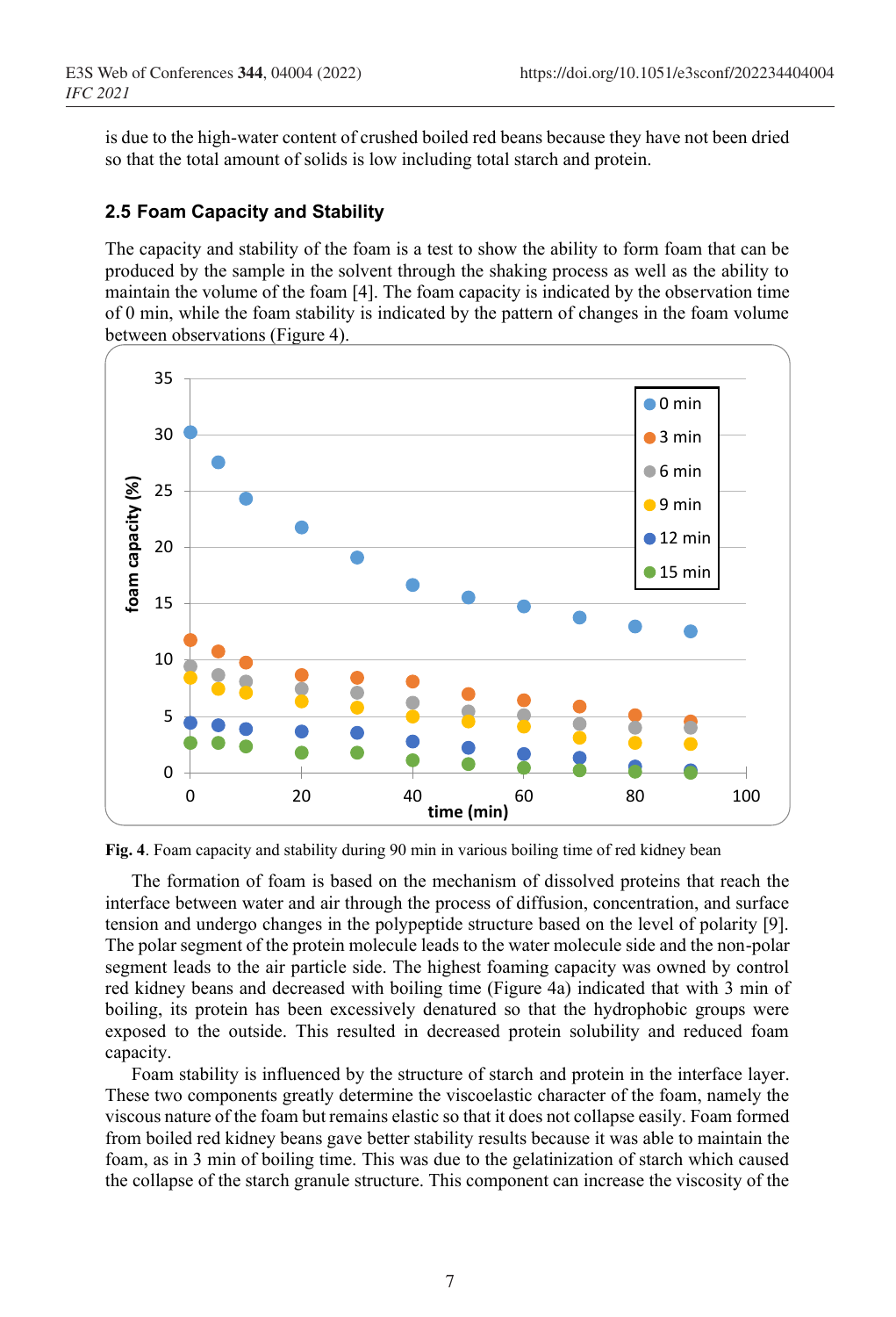is due to the high-water content of crushed boiled red beans because they have not been dried so that the total amount of solids is low including total starch and protein.

### 2.5 Foam Capacity and Stability

The capacity and stability of the foam is a test to show the ability to form foam that can be produced by the sample in the solvent through the shaking process as well as the ability to maintain the volume of the foam [4]. The foam capacity is indicated by the observation time of 0 min, while the foam stability is indicated by the pattern of changes in the foam volume between observations (Figure 4).

**Fig. 4**. Foam capacity and stability during 90 min in various boiling time of red kidney bean

The formation of foam is based on the mechanism of dissolved proteins that reach the interface between water and air through the process of diffusion, concentration, and surface tension and undergo changes in the polypeptide structure based on the level of polarity [9]. The polar segment of the protein molecule leads to the water molecule side and the non-polar segment leads to the air particle side. The highest foaming capacity was owned by control red kidney beans and decreased with boiling time (Figure 4a) indicated that with 3 min of boiling, its protein has been excessively denatured so that the hydrophobic groups were exposed to the outside. This resulted in decreased protein solubility and reduced foam capacity.

Foam stability is influenced by the structure of starch and protein in the interface layer. These two components greatly determine the viscoelastic character of the foam, namely the viscous nature of the foam but remains elastic so that it does not collapse easily. Foam formed from boiled red kidney beans gave better stability results because it was able to maintain the foam, as in 3 min of boiling time. This was due to the gelatinization of starch which caused the collapse of the starch granule structure. This component can increase the viscosity of the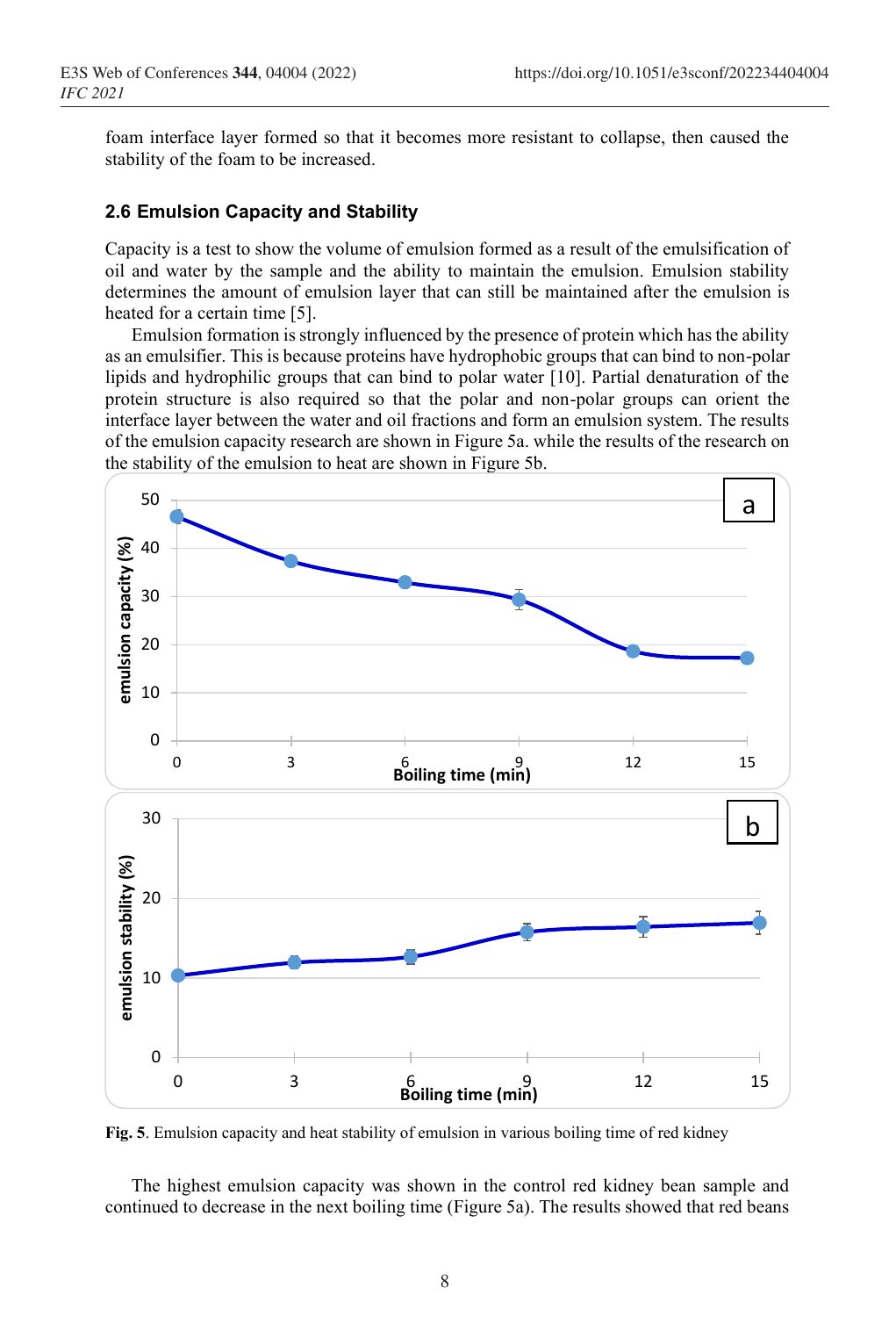foam interface layer formed so that it becomes more resistant to collapse, then caused the stability of the foam to be increased.

### 2.6 Emulsion Capacity and Stability

Capacity is a test to show the volume of emulsion formed as a result of the emulsification of oil and water by the sample and the ability to maintain the emulsion. Emulsion stability determines the amount of emulsion layer that can still be maintained after the emulsion is heated for a certain time [5].

Emulsion formation is strongly influenced by the presence of protein which has the ability as an emulsifier. This is because proteins have hydrophobic groups that can bind to non-polar lipids and hydrophilic groups that can bind to polar water [10]. Partial denaturation of the protein structure is also required so that the polar and non-polar groups can orient the interface layer between the water and oil fractions and form an emulsion system. The results of the emulsion capacity research are shown in Figure 5a. while the results of the research on the stability of the emulsion to heat are shown in Figure 5b.

**Fig. 5**. Emulsion capacity and heat stability of emulsion in various boiling time of red kidney

The highest emulsion capacity was shown in the control red kidney bean sample and continued to decrease in the next boiling time (Figure 5a). The results showed that red beans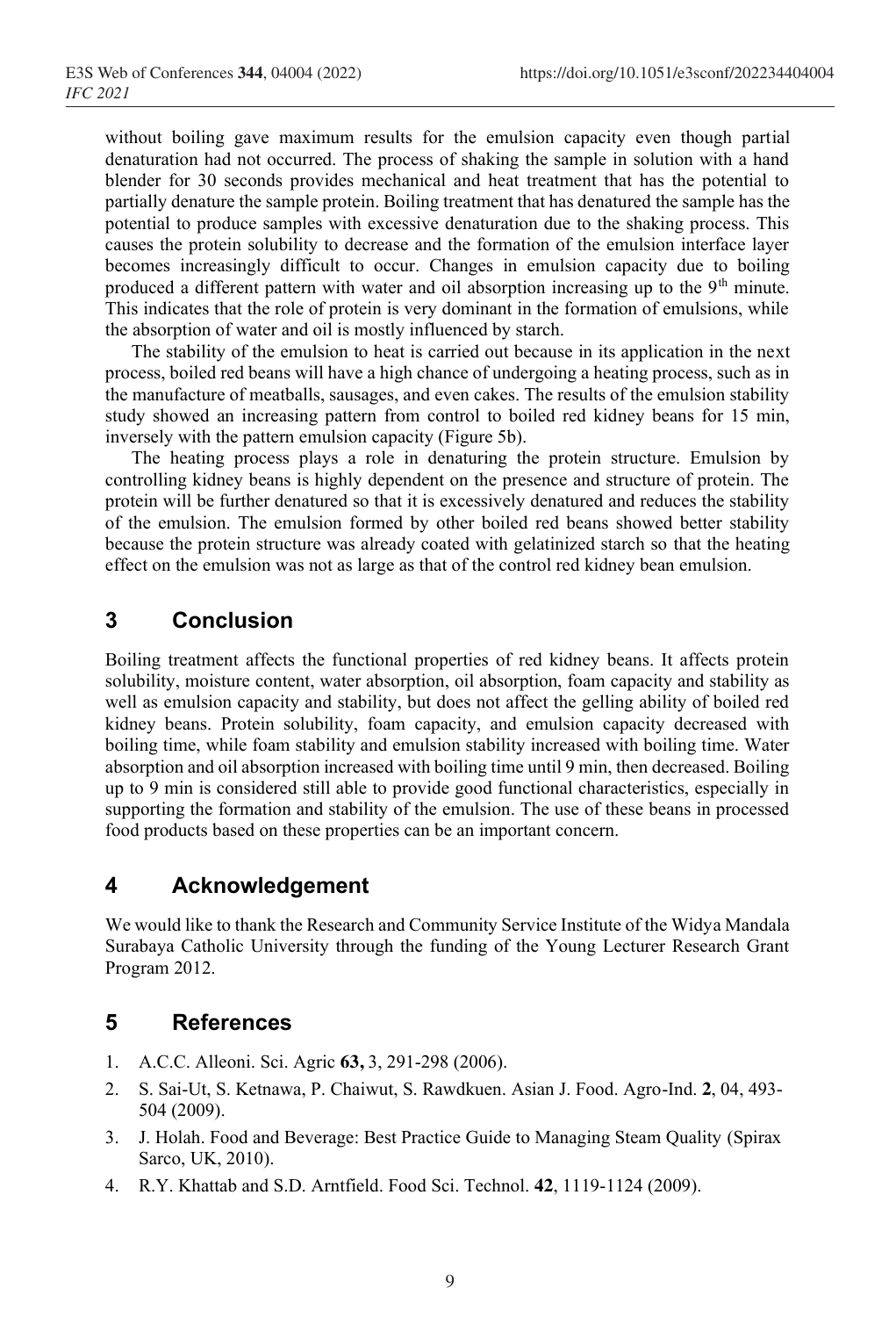without boiling gave maximum results for the emulsion capacity even though partial denaturation had not occurred. The process of shaking the sample in solution with a hand blender for 30 seconds provides mechanical and heat treatment that has the potential to partially denature the sample protein. Boiling treatment that has denatured the sample has the potential to produce samples with excessive denaturation due to the shaking process. This causes the protein solubility to decrease and the formation of the emulsion interface layer becomes increasingly difficult to occur. Changes in emulsion capacity due to boiling produced a different pattern with water and oil absorption increasing up to the 9$^{th}$ minute. This indicates that the role of protein is very dominant in the formation of emulsions, while the absorption of water and oil is mostly influenced by starch.

The stability of the emulsion to heat is carried out because in its application in the next process, boiled red beans will have a high chance of undergoing a heating process, such as in the manufacture of meatballs, sausages, and even cakes. The results of the emulsion stability study showed an increasing pattern from control to boiled red kidney beans for 15 min, inversely with the pattern emulsion capacity (Figure 5b).

The heating process plays a role in denaturing the protein structure. Emulsion by controlling kidney beans is highly dependent on the presence and structure of protein. The protein will be further denatured so that it is excessively denatured and reduces the stability of the emulsion. The emulsion formed by other boiled red beans showed better stability because the protein structure was already coated with gelatinized starch so that the heating effect on the emulsion was not as large as that of the control red kidney bean emulsion.

## 3 Conclusion

Boiling treatment affects the functional properties of red kidney beans. It affects protein solubility, moisture content, water absorption, oil absorption, foam capacity and stability as well as emulsion capacity and stability, but does not affect the gelling ability of boiled red kidney beans. Protein solubility, foam capacity, and emulsion capacity decreased with boiling time, while foam stability and emulsion stability increased with boiling time. Water absorption and oil absorption increased with boiling time until 9 min, then decreased. Boiling up to 9 min is considered still able to provide good functional characteristics, especially in supporting the formation and stability of the emulsion. The use of these beans in processed food products based on these properties can be an important concern.

## 4 Acknowledgement

We would like to thank the Research and Community Service Institute of the Widya Mandala Surabaya Catholic University through the funding of the Young Lecturer Research Grant Program 2012.

## 5 References

1. A.C.C. Alleoni. Sci. Agric **63,** 3, 291-298 (2006).
2. S. Sai-Ut, S. Ketnawa, P. Chaiwut, S. Rawdkuen. Asian J. Food. Agro-Ind. **2**, 04, 493-504 (2009).
3. J. Holah. Food and Beverage: Best Practice Guide to Managing Steam Quality (Spirax Sarco, UK, 2010).
4. R.Y. Khattab and S.D. Arntfield. Food Sci. Technol. **42**, 1119-1124 (2009).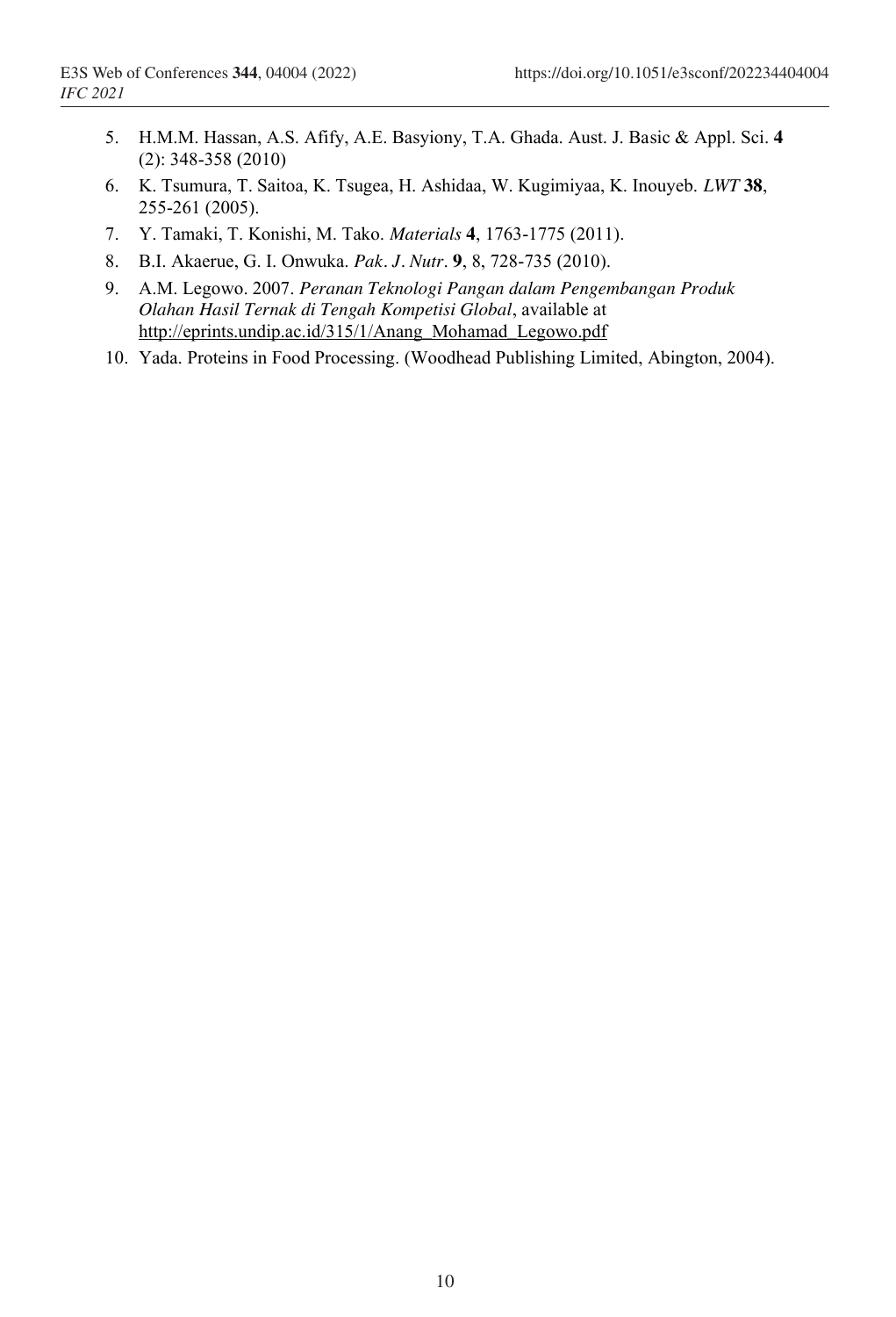5. H.M.M. Hassan, A.S. Afify, A.E. Basyiony, T.A. Ghada. Aust. J. Basic & Appl. Sci. **4** (2): 348-358 (2010)
6. K. Tsumura, T. Saitoa, K. Tsugea, H. Ashidaa, W. Kugimiyaa, K. Inouyeb. *LWT* **38**, 255-261 (2005).
7. Y. Tamaki, T. Konishi, M. Tako. *Materials* **4**, 1763-1775 (2011).
8. B.I. Akaerue, G. I. Onwuka. *Pak. J. Nutr.* **9**, 8, 728-735 (2010).
9. A.M. Legowo. 2007. *Peranan Teknologi Pangan dalam Pengembangan Produk Olahan Hasil Ternak di Tengah Kompetisi Global*, available at http://eprints.undip.ac.id/315/1/Anang_Mohamad_Legowo.pdf
10. Yada. Proteins in Food Processing. (Woodhead Publishing Limited, Abington, 2004).